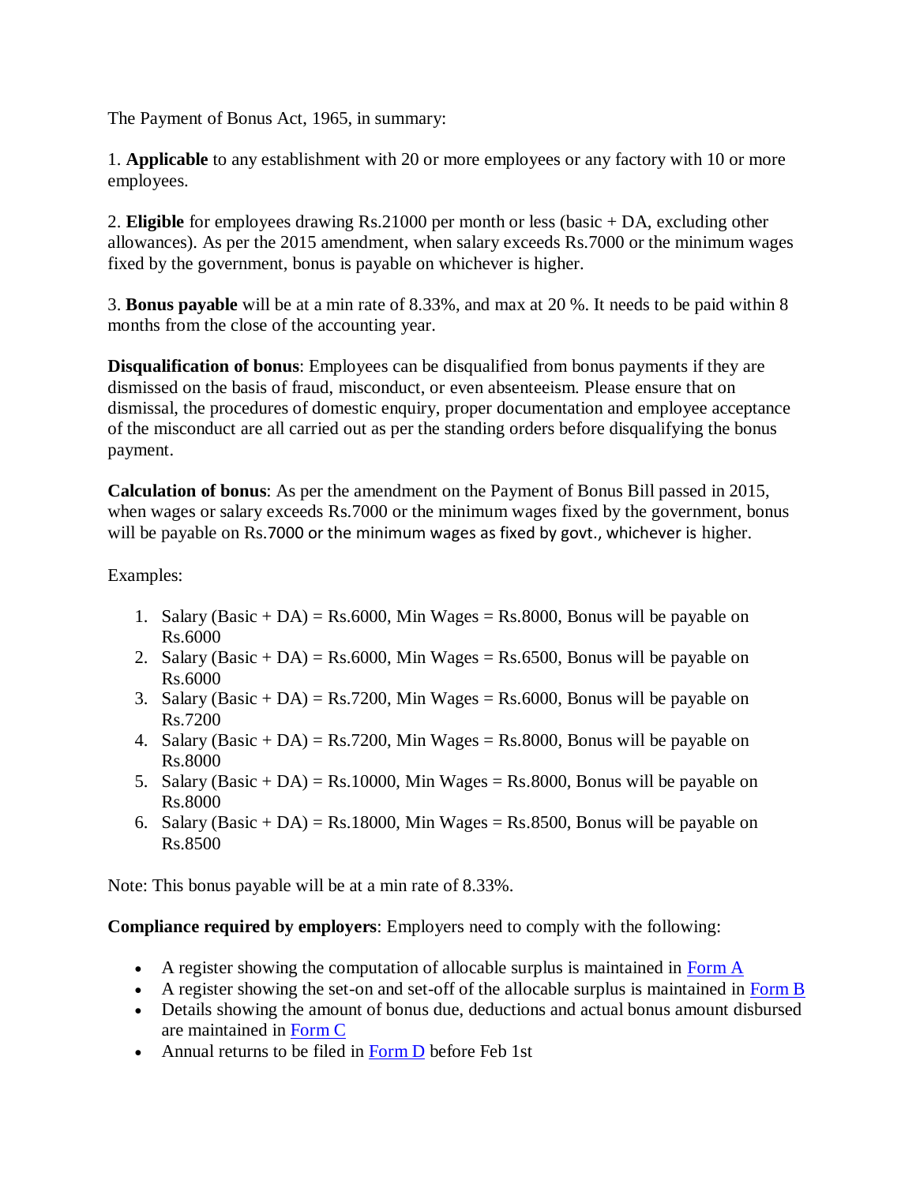The Payment of Bonus Act, 1965, in summary:

1. **Applicable** to any establishment with 20 or more employees or any factory with 10 or more employees.

2. **Eligible** for employees drawing Rs.21000 per month or less (basic + DA, excluding other allowances). As per the 2015 amendment, when salary exceeds Rs.7000 or the minimum wages fixed by the government, bonus is payable on whichever is higher.

3. **Bonus payable** will be at a min rate of 8.33%, and max at 20 %. It needs to be paid within 8 months from the close of the accounting year.

**Disqualification of bonus**: Employees can be disqualified from bonus payments if they are dismissed on the basis of fraud, misconduct, or even absenteeism. Please ensure that on dismissal, the procedures of domestic enquiry, proper documentation and employee acceptance of the misconduct are all carried out as per the standing orders before disqualifying the bonus payment.

**Calculation of bonus**: As per the amendment on the Payment of Bonus Bill passed in 2015, when wages or salary exceeds Rs.7000 or the minimum wages fixed by the government, bonus will be payable on Rs.7000 or the minimum wages as fixed by govt., whichever is higher.

Examples:

1. Salary (Basic + DA) = Rs.6000, Min Wages = Rs.8000, Bonus will be payable on Rs.6000
2. Salary (Basic + DA) = Rs.6000, Min Wages = Rs.6500, Bonus will be payable on Rs.6000
3. Salary (Basic + DA) = Rs.7200, Min Wages = Rs.6000, Bonus will be payable on Rs.7200
4. Salary (Basic + DA) = Rs.7200, Min Wages = Rs.8000, Bonus will be payable on Rs.8000
5. Salary (Basic + DA) = Rs.10000, Min Wages = Rs.8000, Bonus will be payable on Rs.8000
6. Salary (Basic + DA) = Rs.18000, Min Wages = Rs.8500, Bonus will be payable on Rs.8500

Note: This bonus payable will be at a min rate of 8.33%.

**Compliance required by employers**: Employers need to comply with the following:

- A register showing the computation of allocable surplus is maintained in Form A
- A register showing the set-on and set-off of the allocable surplus is maintained in Form B
- Details showing the amount of bonus due, deductions and actual bonus amount disbursed are maintained in Form C
- Annual returns to be filed in Form D before Feb 1st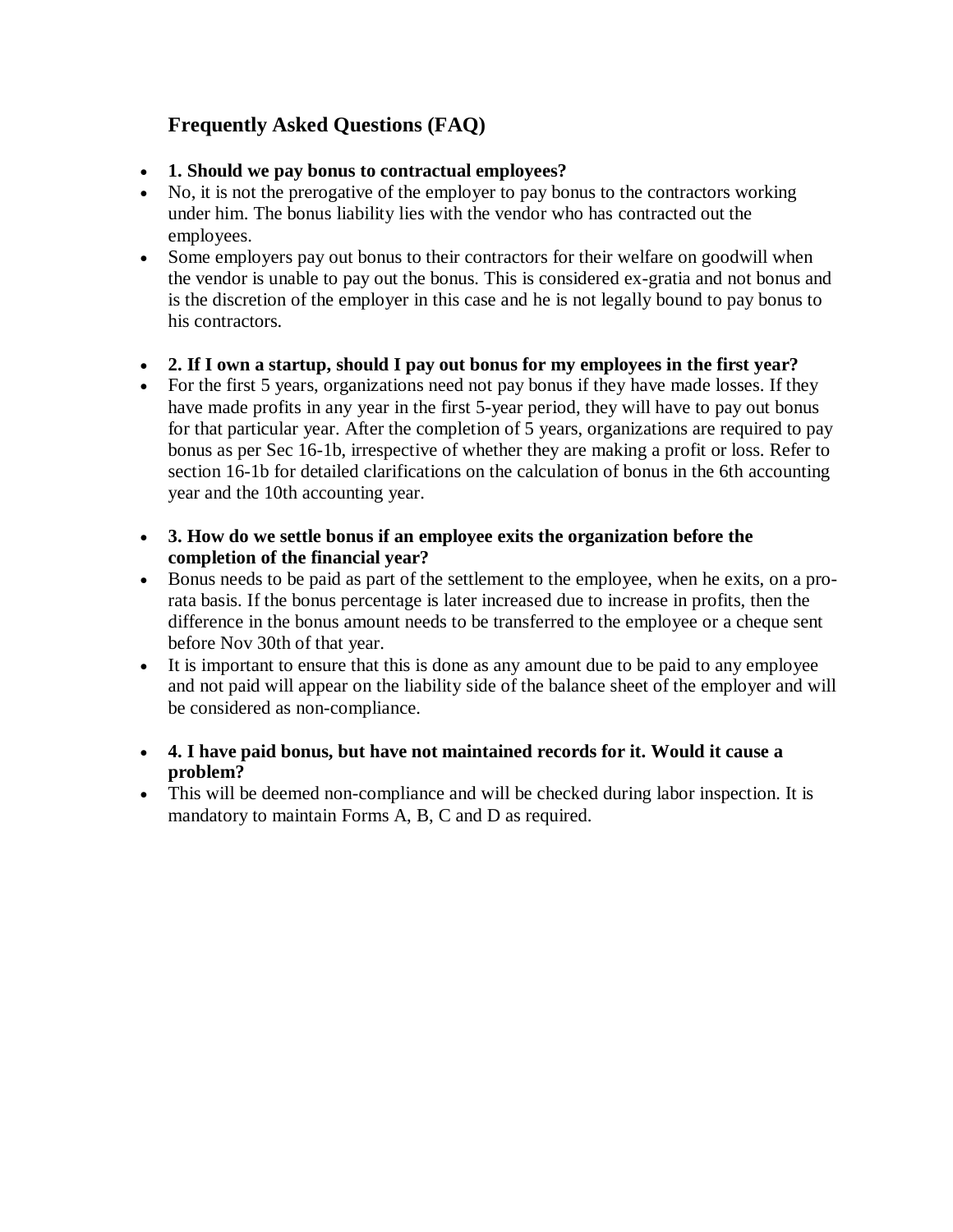## Frequently Asked Questions (FAQ)

- **1. Should we pay bonus to contractual employees?**
- No, it is not the prerogative of the employer to pay bonus to the contractors working under him. The bonus liability lies with the vendor who has contracted out the employees.
- Some employers pay out bonus to their contractors for their welfare on goodwill when the vendor is unable to pay out the bonus. This is considered ex-gratia and not bonus and is the discretion of the employer in this case and he is not legally bound to pay bonus to his contractors.

- **2. If I own a startup, should I pay out bonus for my employees in the first year?**
- For the first 5 years, organizations need not pay bonus if they have made losses. If they have made profits in any year in the first 5-year period, they will have to pay out bonus for that particular year. After the completion of 5 years, organizations are required to pay bonus as per Sec 16-1b, irrespective of whether they are making a profit or loss. Refer to section 16-1b for detailed clarifications on the calculation of bonus in the 6th accounting year and the 10th accounting year.

- **3. How do we settle bonus if an employee exits the organization before the completion of the financial year?**
- Bonus needs to be paid as part of the settlement to the employee, when he exits, on a pro-rata basis. If the bonus percentage is later increased due to increase in profits, then the difference in the bonus amount needs to be transferred to the employee or a cheque sent before Nov 30th of that year.
- It is important to ensure that this is done as any amount due to be paid to any employee and not paid will appear on the liability side of the balance sheet of the employer and will be considered as non-compliance.

- **4. I have paid bonus, but have not maintained records for it. Would it cause a problem?**
- This will be deemed non-compliance and will be checked during labor inspection. It is mandatory to maintain Forms A, B, C and D as required.